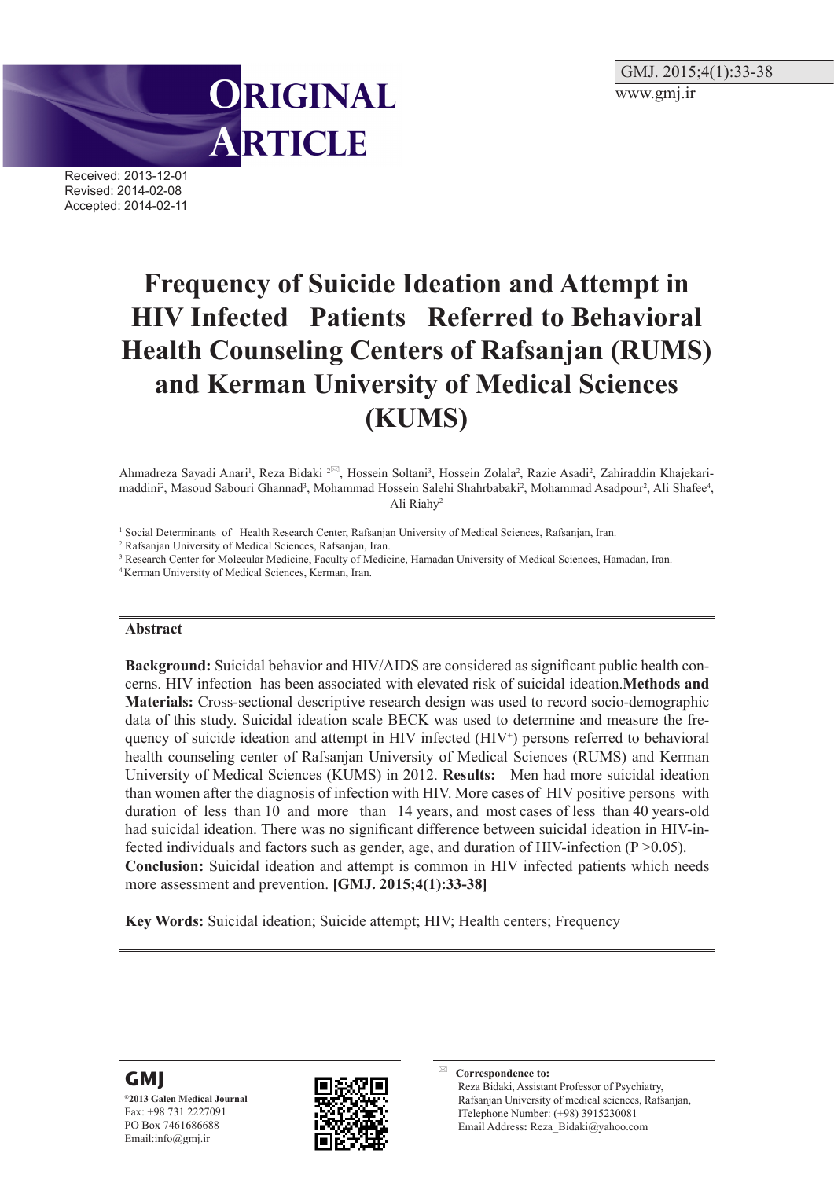ORIGINAL ARTICLE

Received: 2013-12-01
Revised: 2014-02-08
Accepted: 2014-02-11

# Frequency of Suicide Ideation and Attempt in HIV Infected Patients Referred to Behavioral Health Counseling Centers of Rafsanjan (RUMS) and Kerman University of Medical Sciences (KUMS)

Ahmadreza Sayadi Anari[1], Reza Bidaki [2]✉, Hossein Soltani[3], Hossein Zolala[2], Razie Asadi[2], Zahiraddin Khajekarimaddini[2], Masoud Sabouri Ghannad[3], Mohammad Hossein Salehi Shahrbabaki[2], Mohammad Asadpour[2], Ali Shafee[4], Ali Riahy[2]

[1] Social Determinants of Health Research Center, Rafsanjan University of Medical Sciences, Rafsanjan, Iran.
[2] Rafsanjan University of Medical Sciences, Rafsanjan, Iran.
[3] Research Center for Molecular Medicine, Faculty of Medicine, Hamadan University of Medical Sciences, Hamadan, Iran.
[4] Kerman University of Medical Sciences, Kerman, Iran.

## Abstract

**Background:** Suicidal behavior and HIV/AIDS are considered as significant public health concerns. HIV infection has been associated with elevated risk of suicidal ideation.**Methods and Materials:** Cross-sectional descriptive research design was used to record socio-demographic data of this study. Suicidal ideation scale BECK was used to determine and measure the frequency of suicide ideation and attempt in HIV infected ($HIV^{+}$) persons referred to behavioral health counseling center of Rafsanjan University of Medical Sciences (RUMS) and Kerman University of Medical Sciences (KUMS) in 2012. **Results:** Men had more suicidal ideation than women after the diagnosis of infection with HIV. More cases of HIV positive persons with duration of less than 10 and more than 14 years, and most cases of less than 40 years-old had suicidal ideation. There was no significant difference between suicidal ideation in HIV-infected individuals and factors such as gender, age, and duration of HIV-infection ($P > 0.05$).
**Conclusion:** Suicidal ideation and attempt is common in HIV infected patients which needs more assessment and prevention. **[GMJ. 2015;4(1):33-38]**

**Key Words:** Suicidal ideation; Suicide attempt; HIV; Health centers; Frequency

---

**GMJ**
©2013 Galen Medical Journal
Fax: +98 731 2227091
PO Box 7461686688
Email:info@gmj.ir

✉ **Correspondence to:**
Reza Bidaki, Assistant Professor of Psychiatry, Rafsanjan University of medical sciences, Rafsanjan,
ITelephone Number: (+98) 3915230081
Email Address: Reza_Bidaki@yahoo.com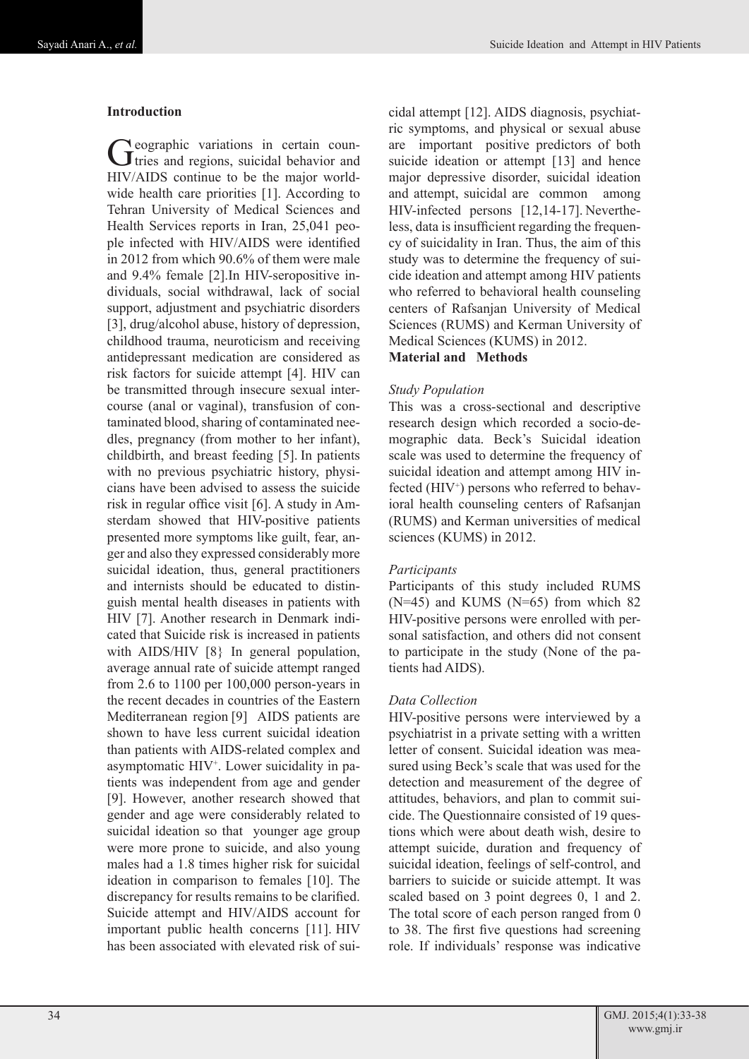## Introduction

Geographic variations in certain countries and regions, suicidal behavior and HIV/AIDS continue to be the major worldwide health care priorities [1]. According to Tehran University of Medical Sciences and Health Services reports in Iran, 25,041 people infected with HIV/AIDS were identified in 2012 from which 90.6% of them were male and 9.4% female [2].In HIV-seropositive individuals, social withdrawal, lack of social support, adjustment and psychiatric disorders [3], drug/alcohol abuse, history of depression, childhood trauma, neuroticism and receiving antidepressant medication are considered as risk factors for suicide attempt [4]. HIV can be transmitted through insecure sexual intercourse (anal or vaginal), transfusion of contaminated blood, sharing of contaminated needles, pregnancy (from mother to her infant), childbirth, and breast feeding [5]. In patients with no previous psychiatric history, physicians have been advised to assess the suicide risk in regular office visit [6]. A study in Amsterdam showed that HIV-positive patients presented more symptoms like guilt, fear, anger and also they expressed considerably more suicidal ideation, thus, general practitioners and internists should be educated to distinguish mental health diseases in patients with HIV [7]. Another research in Denmark indicated that Suicide risk is increased in patients with AIDS/HIV [8} In general population, average annual rate of suicide attempt ranged from 2.6 to 1100 per 100,000 person-years in the recent decades in countries of the Eastern Mediterranean region [9] AIDS patients are shown to have less current suicidal ideation than patients with AIDS-related complex and asymptomatic HIV+. Lower suicidality in patients was independent from age and gender [9]. However, another research showed that gender and age were considerably related to suicidal ideation so that younger age group were more prone to suicide, and also young males had a 1.8 times higher risk for suicidal ideation in comparison to females [10]. The discrepancy for results remains to be clarified. Suicide attempt and HIV/AIDS account for important public health concerns [11]. HIV has been associated with elevated risk of suicidal attempt [12]. AIDS diagnosis, psychiatric symptoms, and physical or sexual abuse are important positive predictors of both suicide ideation or attempt [13] and hence major depressive disorder, suicidal ideation and attempt, suicidal are common among HIV-infected persons [12,14-17]. Nevertheless, data is insufficient regarding the frequency of suicidality in Iran. Thus, the aim of this study was to determine the frequency of suicide ideation and attempt among HIV patients who referred to behavioral health counseling centers of Rafsanjan University of Medical Sciences (RUMS) and Kerman University of Medical Sciences (KUMS) in 2012.

## Material and Methods

*Study Population*

This was a cross-sectional and descriptive research design which recorded a socio-demographic data. Beck's Suicidal ideation scale was used to determine the frequency of suicidal ideation and attempt among HIV infected (HIV+) persons who referred to behavioral health counseling centers of Rafsanjan (RUMS) and Kerman universities of medical sciences (KUMS) in 2012.

*Participants*

Participants of this study included RUMS (N=45) and KUMS (N=65) from which 82 HIV-positive persons were enrolled with personal satisfaction, and others did not consent to participate in the study (None of the patients had AIDS).

*Data Collection*

HIV-positive persons were interviewed by a psychiatrist in a private setting with a written letter of consent. Suicidal ideation was measured using Beck's scale that was used for the detection and measurement of the degree of attitudes, behaviors, and plan to commit suicide. The Questionnaire consisted of 19 questions which were about death wish, desire to attempt suicide, duration and frequency of suicidal ideation, feelings of self-control, and barriers to suicide or suicide attempt. It was scaled based on 3 point degrees 0, 1 and 2. The total score of each person ranged from 0 to 38. The first five questions had screening role. If individuals' response was indicative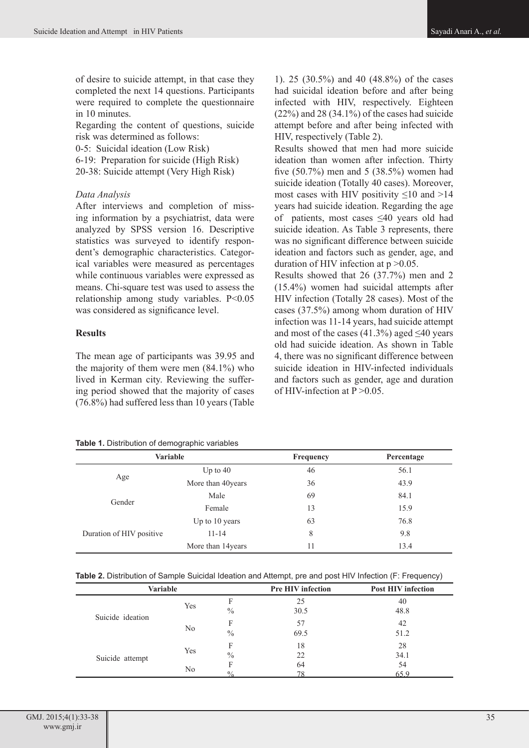of desire to suicide attempt, in that case they completed the next 14 questions. Participants were required to complete the questionnaire in 10 minutes.

Regarding the content of questions, suicide risk was determined as follows:

0-5: Suicidal ideation (Low Risk)

6-19: Preparation for suicide (High Risk)

20-38: Suicide attempt (Very High Risk)

*Data Analysis*

After interviews and completion of missing information by a psychiatrist, data were analyzed by SPSS version 16. Descriptive statistics was surveyed to identify respondent's demographic characteristics. Categorical variables were measured as percentages while continuous variables were expressed as means. Chi-square test was used to assess the relationship among study variables. $P<0.05$ was considered as significance level.

## Results

The mean age of participants was 39.95 and the majority of them were men (84.1%) who lived in Kerman city. Reviewing the suffering period showed that the majority of cases (76.8%) had suffered less than 10 years (Table 1). 25 (30.5%) and 40 (48.8%) of the cases had suicidal ideation before and after being infected with HIV, respectively. Eighteen (22%) and 28 (34.1%) of the cases had suicide attempt before and after being infected with HIV, respectively (Table 2).

Results showed that men had more suicide ideation than women after infection. Thirty five (50.7%) men and 5 (38.5%) women had suicide ideation (Totally 40 cases). Moreover, most cases with HIV positivity ≤10 and >14 years had suicide ideation. Regarding the age of patients, most cases ≤40 years old had suicide ideation. As Table 3 represents, there was no significant difference between suicide ideation and factors such as gender, age, and duration of HIV infection at $p>0.05$.

Results showed that 26 (37.7%) men and 2 (15.4%) women had suicidal attempts after HIV infection (Totally 28 cases). Most of the cases (37.5%) among whom duration of HIV infection was 11-14 years, had suicide attempt and most of the cases (41.3%) aged ≤40 years old had suicide ideation. As shown in Table 4, there was no significant difference between suicide ideation in HIV-infected individuals and factors such as gender, age and duration of HIV-infection at $P>0.05$.

**Table 1.** Distribution of demographic variables

| Variable | | Frequency | Percentage |
|---|---|---|---|
| Age | Up to 40 | 46 | 56.1 |
| | More than 40years | 36 | 43.9 |
| Gender | Male | 69 | 84.1 |
| | Female | 13 | 15.9 |
| Duration of HIV positive | Up to 10 years | 63 | 76.8 |
| | 11-14 | 8 | 9.8 |
| | More than 14years | 11 | 13.4 |

**Table 2.** Distribution of Sample Suicidal Ideation and Attempt, pre and post HIV Infection (F: Frequency)

| Variable | | | Pre HIV infection | Post HIV infection |
|---|---|---|---|---|
| Suicide ideation | Yes | F | 25 | 40 |
| | | % | 30.5 | 48.8 |
| | No | F | 57 | 42 |
| | | % | 69.5 | 51.2 |
| Suicide attempt | Yes | F | 18 | 28 |
| | | % | 22 | 34.1 |
| | No | F | 64 | 54 |
| | | % | 78 | 65.9 |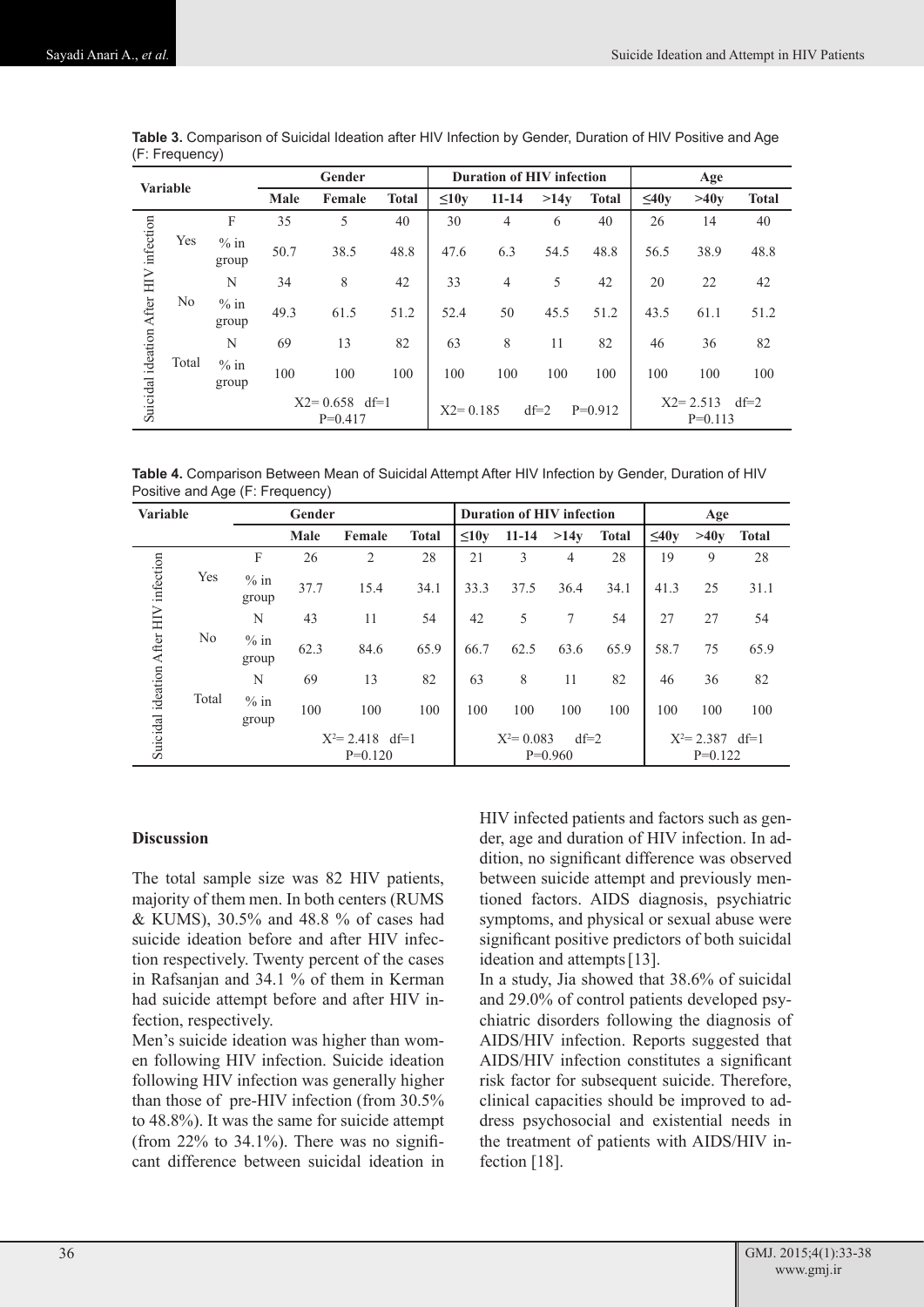**Table 3.** Comparison of Suicidal Ideation after HIV Infection by Gender, Duration of HIV Positive and Age (F: Frequency)

| Variable | | | Gender | | | Duration of HIV infection | | | | Age | | |
|---|---|---|---|---|---|---|---|---|---|---|---|---|
| | | | Male | Female | Total | ≤10y | 11-14 | >14y | Total | ≤40y | >40y | Total |
| Suicidal ideation After HIV infection | Yes | F | 35 | 5 | 40 | 30 | 4 | 6 | 40 | 26 | 14 | 40 |
| | | % in group | 50.7 | 38.5 | 48.8 | 47.6 | 6.3 | 54.5 | 48.8 | 56.5 | 38.9 | 48.8 |
| | No | N | 34 | 8 | 42 | 33 | 4 | 5 | 42 | 20 | 22 | 42 |
| | | % in group | 49.3 | 61.5 | 51.2 | 52.4 | 50 | 45.5 | 51.2 | 43.5 | 61.1 | 51.2 |
| | Total | N | 69 | 13 | 82 | 63 | 8 | 11 | 82 | 46 | 36 | 82 |
| | | % in group | 100 | 100 | 100 | 100 | 100 | 100 | 100 | 100 | 100 | 100 |
| | | | X2= 0.658 df=1 P=0.417 | | | X2= 0.185 df=2 P=0.912 | | | | X2= 2.513 df=2 P=0.113 | | |

**Table 4.** Comparison Between Mean of Suicidal Attempt After HIV Infection by Gender, Duration of HIV Positive and Age (F: Frequency)

| Variable | | | Gender | | | Duration of HIV infection | | | | Age | | |
|---|---|---|---|---|---|---|---|---|---|---|---|---|
| | | | Male | Female | Total | ≤10y | 11-14 | >14y | Total | ≤40y | >40y | Total |
| Suicidal ideation After HIV infection | Yes | F | 26 | 2 | 28 | 21 | 3 | 4 | 28 | 19 | 9 | 28 |
| | | % in group | 37.7 | 15.4 | 34.1 | 33.3 | 37.5 | 36.4 | 34.1 | 41.3 | 25 | 31.1 |
| | No | N | 43 | 11 | 54 | 42 | 5 | 7 | 54 | 27 | 27 | 54 |
| | | % in group | 62.3 | 84.6 | 65.9 | 66.7 | 62.5 | 63.6 | 65.9 | 58.7 | 75 | 65.9 |
| | Total | N | 69 | 13 | 82 | 63 | 8 | 11 | 82 | 46 | 36 | 82 |
| | | % in group | 100 | 100 | 100 | 100 | 100 | 100 | 100 | 100 | 100 | 100 |
| | | | $X^2$= 2.418 df=1 P=0.120 | | | $X^2$= 0.083 df=2 P=0.960 | | | | $X^2$= 2.387 df=1 P=0.122 | | |

## Discussion

The total sample size was 82 HIV patients, majority of them men. In both centers (RUMS & KUMS), 30.5% and 48.8 % of cases had suicide ideation before and after HIV infection respectively. Twenty percent of the cases in Rafsanjan and 34.1 % of them in Kerman had suicide attempt before and after HIV infection, respectively.

Men's suicide ideation was higher than women following HIV infection. Suicide ideation following HIV infection was generally higher than those of pre-HIV infection (from 30.5% to 48.8%). It was the same for suicide attempt (from 22% to 34.1%). There was no significant difference between suicidal ideation in HIV infected patients and factors such as gender, age and duration of HIV infection. In addition, no significant difference was observed between suicide attempt and previously mentioned factors. AIDS diagnosis, psychiatric symptoms, and physical or sexual abuse were significant positive predictors of both suicidal ideation and attempts [13].

In a study, Jia showed that 38.6% of suicidal and 29.0% of control patients developed psychiatric disorders following the diagnosis of AIDS/HIV infection. Reports suggested that AIDS/HIV infection constitutes a significant risk factor for subsequent suicide. Therefore, clinical capacities should be improved to address psychosocial and existential needs in the treatment of patients with AIDS/HIV infection [18].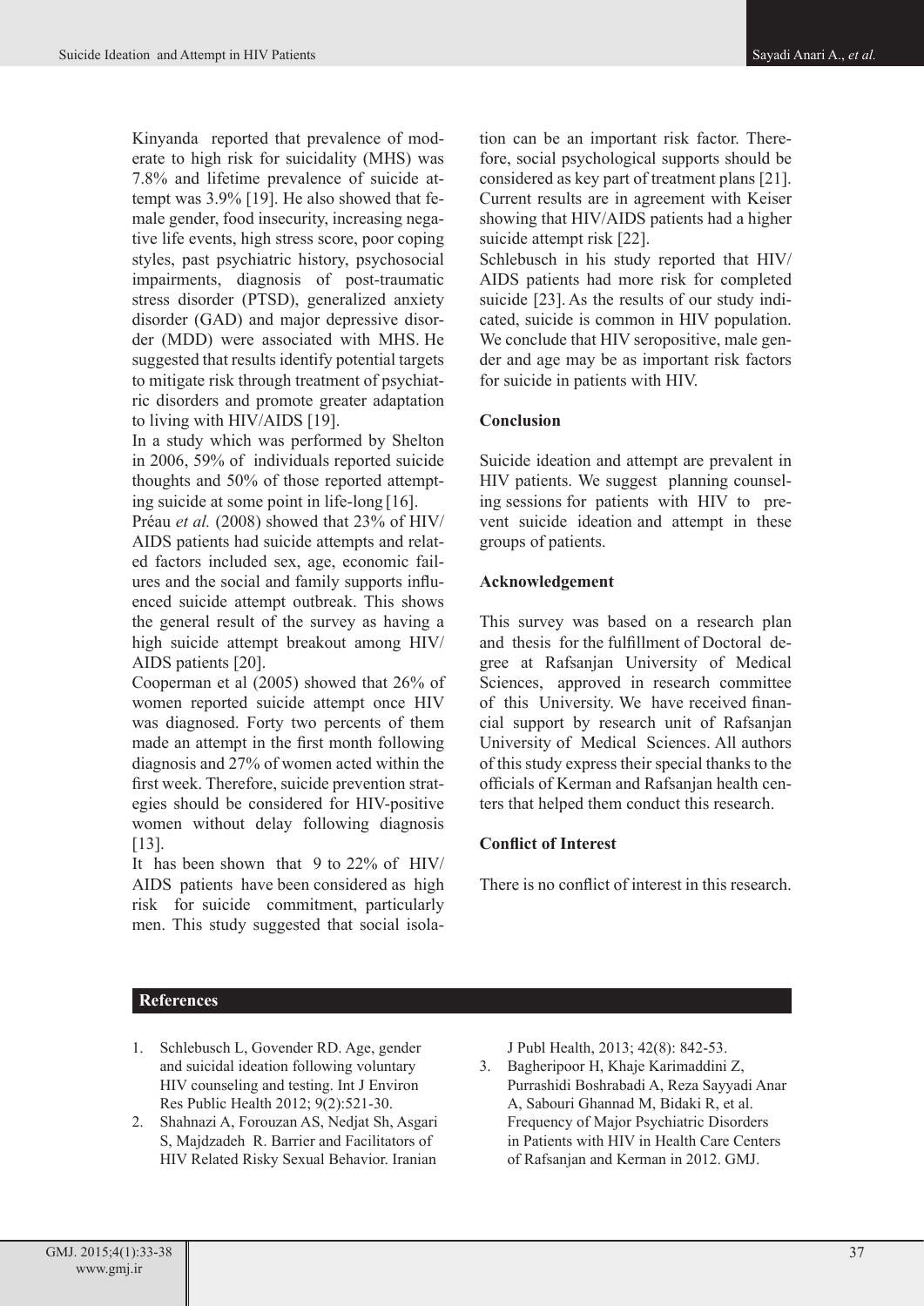Kinyanda reported that prevalence of moderate to high risk for suicidality (MHS) was 7.8% and lifetime prevalence of suicide attempt was 3.9% [19]. He also showed that female gender, food insecurity, increasing negative life events, high stress score, poor coping styles, past psychiatric history, psychosocial impairments, diagnosis of post-traumatic stress disorder (PTSD), generalized anxiety disorder (GAD) and major depressive disorder (MDD) were associated with MHS. He suggested that results identify potential targets to mitigate risk through treatment of psychiatric disorders and promote greater adaptation to living with HIV/AIDS [19].

In a study which was performed by Shelton in 2006, 59% of individuals reported suicide thoughts and 50% of those reported attempting suicide at some point in life-long [16].

Préau *et al.* (2008) showed that 23% of HIV/AIDS patients had suicide attempts and related factors included sex, age, economic failures and the social and family supports influenced suicide attempt outbreak. This shows the general result of the survey as having a high suicide attempt breakout among HIV/AIDS patients [20].

Cooperman et al (2005) showed that 26% of women reported suicide attempt once HIV was diagnosed. Forty two percents of them made an attempt in the first month following diagnosis and 27% of women acted within the first week. Therefore, suicide prevention strategies should be considered for HIV-positive women without delay following diagnosis [13].

It has been shown that 9 to 22% of HIV/AIDS patients have been considered as high risk for suicide commitment, particularly men. This study suggested that social isolation can be an important risk factor. Therefore, social psychological supports should be considered as key part of treatment plans [21]. Current results are in agreement with Keiser showing that HIV/AIDS patients had a higher suicide attempt risk [22].

Schlebusch in his study reported that HIV/AIDS patients had more risk for completed suicide [23]. As the results of our study indicated, suicide is common in HIV population. We conclude that HIV seropositive, male gender and age may be as important risk factors for suicide in patients with HIV.

## Conclusion

Suicide ideation and attempt are prevalent in HIV patients. We suggest planning counseling sessions for patients with HIV to prevent suicide ideation and attempt in these groups of patients.

## Acknowledgement

This survey was based on a research plan and thesis for the fulfillment of Doctoral degree at Rafsanjan University of Medical Sciences, approved in research committee of this University. We have received financial support by research unit of Rafsanjan University of Medical Sciences. All authors of this study express their special thanks to the officials of Kerman and Rafsanjan health centers that helped them conduct this research.

## Conflict of Interest

There is no conflict of interest in this research.

## References

1. Schlebusch L, Govender RD. Age, gender and suicidal ideation following voluntary HIV counseling and testing. Int J Environ Res Public Health 2012; 9(2):521-30.
2. Shahnazi A, Forouzan AS, Nedjat Sh, Asgari S, Majdzadeh R. Barrier and Facilitators of HIV Related Risky Sexual Behavior. Iranian J Publ Health, 2013; 42(8): 842-53.
3. Bagheripoor H, Khaje Karimaddini Z, Purrashidi Boshrabadi A, Reza Sayyadi Anar A, Sabouri Ghannad M, Bidaki R, et al. Frequency of Major Psychiatric Disorders in Patients with HIV in Health Care Centers of Rafsanjan and Kerman in 2012. GMJ.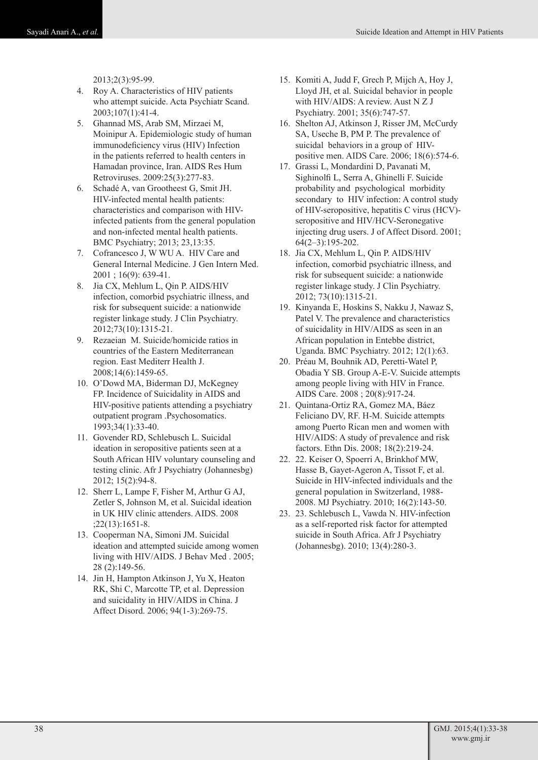2013;2(3):95-99.

4. Roy A. Characteristics of HIV patients who attempt suicide. Acta Psychiatr Scand. 2003;107(1):41-4.
5. Ghannad MS, Arab SM, Mirzaei M, Moinipur A. Epidemiologic study of human immunodeficiency virus (HIV) Infection in the patients referred to health centers in Hamadan province, Iran. AIDS Res Hum Retroviruses. 2009:25(3):277-83.
6. Schadé A, van Grootheest G, Smit JH. HIV-infected mental health patients: characteristics and comparison with HIV-infected patients from the general population and non-infected mental health patients. BMC Psychiatry; 2013; 23,13:35.
7. Cofrancesco J, W WU A. HIV Care and General Internal Medicine. J Gen Intern Med. 2001 ; 16(9): 639-41.
8. Jia CX, Mehlum L, Qin P. AIDS/HIV infection, comorbid psychiatric illness, and risk for subsequent suicide: a nationwide register linkage study. J Clin Psychiatry. 2012;73(10):1315-21.
9. Rezaeian M. Suicide/homicide ratios in countries of the Eastern Mediterranean region. East Mediterr Health J. 2008;14(6):1459-65.
10. O'Dowd MA, Biderman DJ, McKegney FP. Incidence of Suicidality in AIDS and HIV-positive patients attending a psychiatry outpatient program .Psychosomatics. 1993;34(1):33-40.
11. Govender RD, Schlebusch L. Suicidal ideation in seropositive patients seen at a South African HIV voluntary counseling and testing clinic. Afr J Psychiatry (Johannesbg) 2012; 15(2):94-8.
12. Sherr L, Lampe F, Fisher M, Arthur G AJ, Zetler S, Johnson M, et al. Suicidal ideation in UK HIV clinic attenders. AIDS. 2008 ;22(13):1651-8.
13. Cooperman NA, Simoni JM. Suicidal ideation and attempted suicide among women living with HIV/AIDS. J Behav Med . 2005; 28 (2):149-56.
14. Jin H, Hampton Atkinson J, Yu X, Heaton RK, Shi C, Marcotte TP, et al. Depression and suicidality in HIV/AIDS in China. J Affect Disord. 2006; 94(1-3):269-75.
15. Komiti A, Judd F, Grech P, Mijch A, Hoy J, Lloyd JH, et al. Suicidal behavior in people with HIV/AIDS: A review. Aust N Z J Psychiatry. 2001; 35(6):747-57.
16. Shelton AJ, Atkinson J, Risser JM, McCurdy SA, Useche B, PM P. The prevalence of suicidal behaviors in a group of HIV-positive men. AIDS Care. 2006; 18(6):574-6.
17. Grassi L, Mondardini D, Pavanati M, Sighinolfi L, Serra A, Ghinelli F. Suicide probability and psychological morbidity secondary to HIV infection: A control study of HIV-seropositive, hepatitis C virus (HCV)-seropositive and HIV/HCV-Seronegative injecting drug users. J of Affect Disord. 2001; 64(2–3):195-202.
18. Jia CX, Mehlum L, Qin P. AIDS/HIV infection, comorbid psychiatric illness, and risk for subsequent suicide: a nationwide register linkage study. J Clin Psychiatry. 2012; 73(10):1315-21.
19. Kinyanda E, Hoskins S, Nakku J, Nawaz S, Patel V. The prevalence and characteristics of suicidality in HIV/AIDS as seen in an African population in Entebbe district, Uganda. BMC Psychiatry. 2012; 12(1):63.
20. Préau M, Bouhnik AD, Peretti-Watel P, Obadia Y SB. Group A-E-V. Suicide attempts among people living with HIV in France. AIDS Care. 2008 ; 20(8):917-24.
21. Quintana-Ortiz RA, Gomez MA, Báez Feliciano DV, RF. H-M. Suicide attempts among Puerto Rican men and women with HIV/AIDS: A study of prevalence and risk factors. Ethn Dis. 2008; 18(2):219-24.
22. 22. Keiser O, Spoerri A, Brinkhof MW, Hasse B, Gayet-Ageron A, Tissot F, et al. Suicide in HIV-infected individuals and the general population in Switzerland, 1988-2008. MJ Psychiatry. 2010; 16(2):143-50.
23. 23. Schlebusch L, Vawda N. HIV-infection as a self-reported risk factor for attempted suicide in South Africa. Afr J Psychiatry (Johannesbg). 2010; 13(4):280-3.